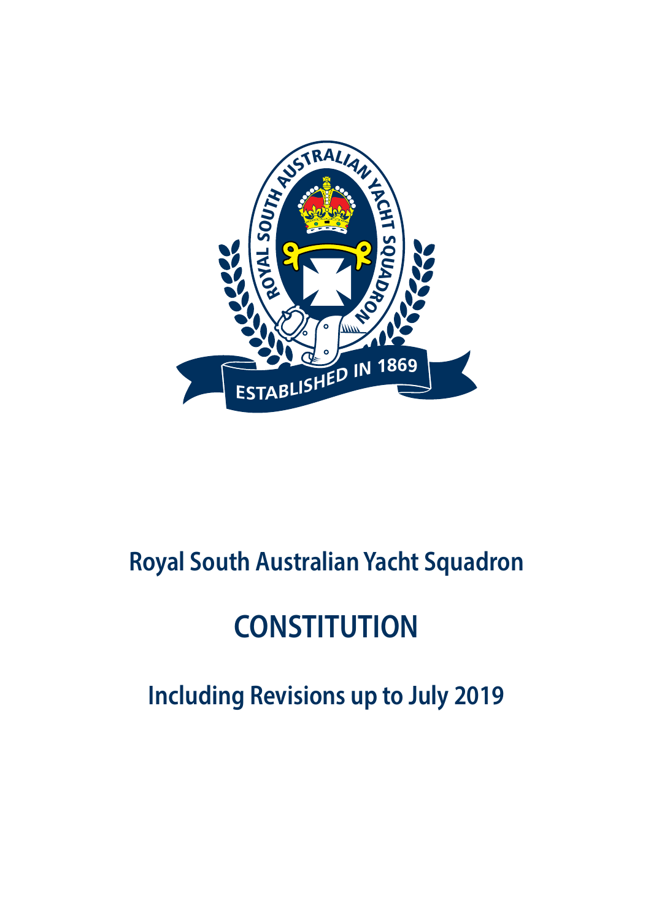# Royal South Australian Yacht Squadron

# CONSTITUTION

## Including Revisions up to July 2019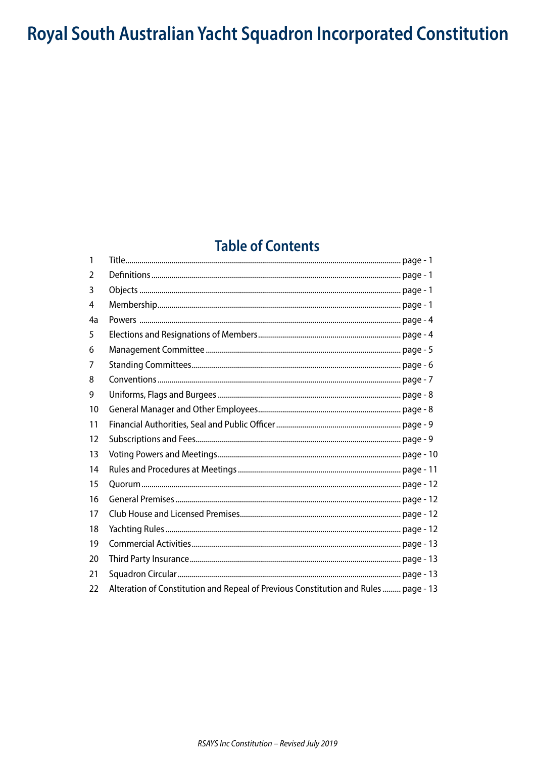# Royal South Australian Yacht Squadron Incorporated Constitution

## Table of Contents

| | | |
|---|---|---|
| 1 | Title | page - 1 |
| 2 | Definitions | page - 1 |
| 3 | Objects | page - 1 |
| 4 | Membership | page - 1 |
| 4a | Powers | page - 4 |
| 5 | Elections and Resignations of Members | page - 4 |
| 6 | Management Committee | page - 5 |
| 7 | Standing Committees | page - 6 |
| 8 | Conventions | page - 7 |
| 9 | Uniforms, Flags and Burgees | page - 8 |
| 10 | General Manager and Other Employees | page - 8 |
| 11 | Financial Authorities, Seal and Public Officer | page - 9 |
| 12 | Subscriptions and Fees | page - 9 |
| 13 | Voting Powers and Meetings | page - 10 |
| 14 | Rules and Procedures at Meetings | page - 11 |
| 15 | Quorum | page - 12 |
| 16 | General Premises | page - 12 |
| 17 | Club House and Licensed Premises | page - 12 |
| 18 | Yachting Rules | page - 12 |
| 19 | Commercial Activities | page - 13 |
| 20 | Third Party Insurance | page - 13 |
| 21 | Squadron Circular | page - 13 |
| 22 | Alteration of Constitution and Repeal of Previous Constitution and Rules | page - 13 |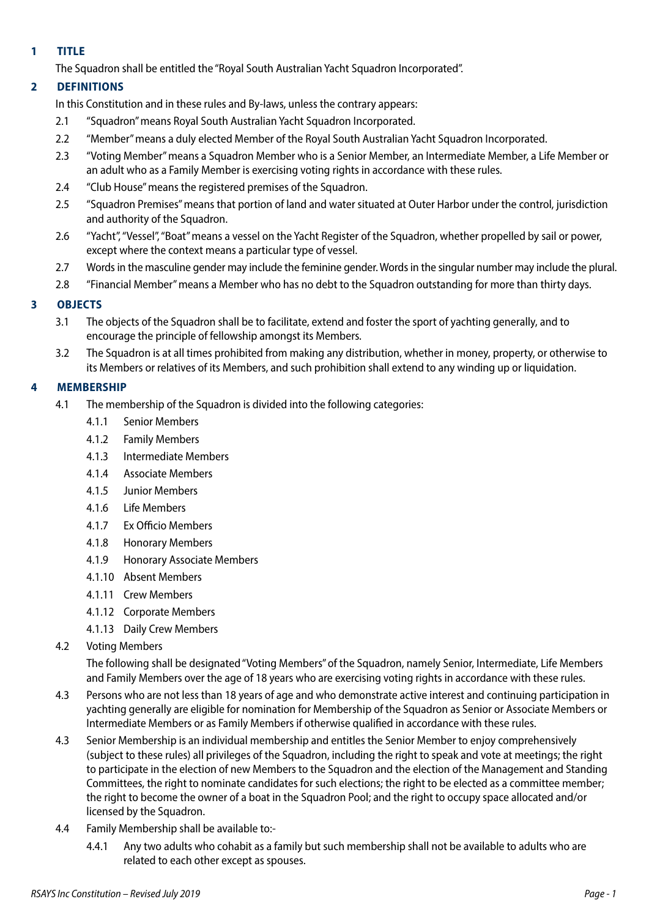## 1 TITLE

The Squadron shall be entitled the "Royal South Australian Yacht Squadron Incorporated".

## 2 DEFINITIONS

In this Constitution and in these rules and By-laws, unless the contrary appears:

2.1 "Squadron" means Royal South Australian Yacht Squadron Incorporated.

2.2 "Member" means a duly elected Member of the Royal South Australian Yacht Squadron Incorporated.

2.3 "Voting Member" means a Squadron Member who is a Senior Member, an Intermediate Member, a Life Member or an adult who as a Family Member is exercising voting rights in accordance with these rules.

2.4 "Club House" means the registered premises of the Squadron.

2.5 "Squadron Premises" means that portion of land and water situated at Outer Harbor under the control, jurisdiction and authority of the Squadron.

2.6 "Yacht", "Vessel", "Boat" means a vessel on the Yacht Register of the Squadron, whether propelled by sail or power, except where the context means a particular type of vessel.

2.7 Words in the masculine gender may include the feminine gender. Words in the singular number may include the plural.

2.8 "Financial Member" means a Member who has no debt to the Squadron outstanding for more than thirty days.

## 3 OBJECTS

3.1 The objects of the Squadron shall be to facilitate, extend and foster the sport of yachting generally, and to encourage the principle of fellowship amongst its Members.

3.2 The Squadron is at all times prohibited from making any distribution, whether in money, property, or otherwise to its Members or relatives of its Members, and such prohibition shall extend to any winding up or liquidation.

## 4 MEMBERSHIP

4.1 The membership of the Squadron is divided into the following categories:

- 4.1.1 Senior Members
- 4.1.2 Family Members
- 4.1.3 Intermediate Members
- 4.1.4 Associate Members
- 4.1.5 Junior Members
- 4.1.6 Life Members
- 4.1.7 Ex Officio Members
- 4.1.8 Honorary Members
- 4.1.9 Honorary Associate Members
- 4.1.10 Absent Members
- 4.1.11 Crew Members
- 4.1.12 Corporate Members
- 4.1.13 Daily Crew Members

4.2 Voting Members

The following shall be designated "Voting Members" of the Squadron, namely Senior, Intermediate, Life Members and Family Members over the age of 18 years who are exercising voting rights in accordance with these rules.

4.3 Persons who are not less than 18 years of age and who demonstrate active interest and continuing participation in yachting generally are eligible for nomination for Membership of the Squadron as Senior or Associate Members or Intermediate Members or as Family Members if otherwise qualified in accordance with these rules.

4.3 Senior Membership is an individual membership and entitles the Senior Member to enjoy comprehensively (subject to these rules) all privileges of the Squadron, including the right to speak and vote at meetings; the right to participate in the election of new Members to the Squadron and the election of the Management and Standing Committees, the right to nominate candidates for such elections; the right to be elected as a committee member; the right to become the owner of a boat in the Squadron Pool; and the right to occupy space allocated and/or licensed by the Squadron.

4.4 Family Membership shall be available to:-

4.4.1 Any two adults who cohabit as a family but such membership shall not be available to adults who are related to each other except as spouses.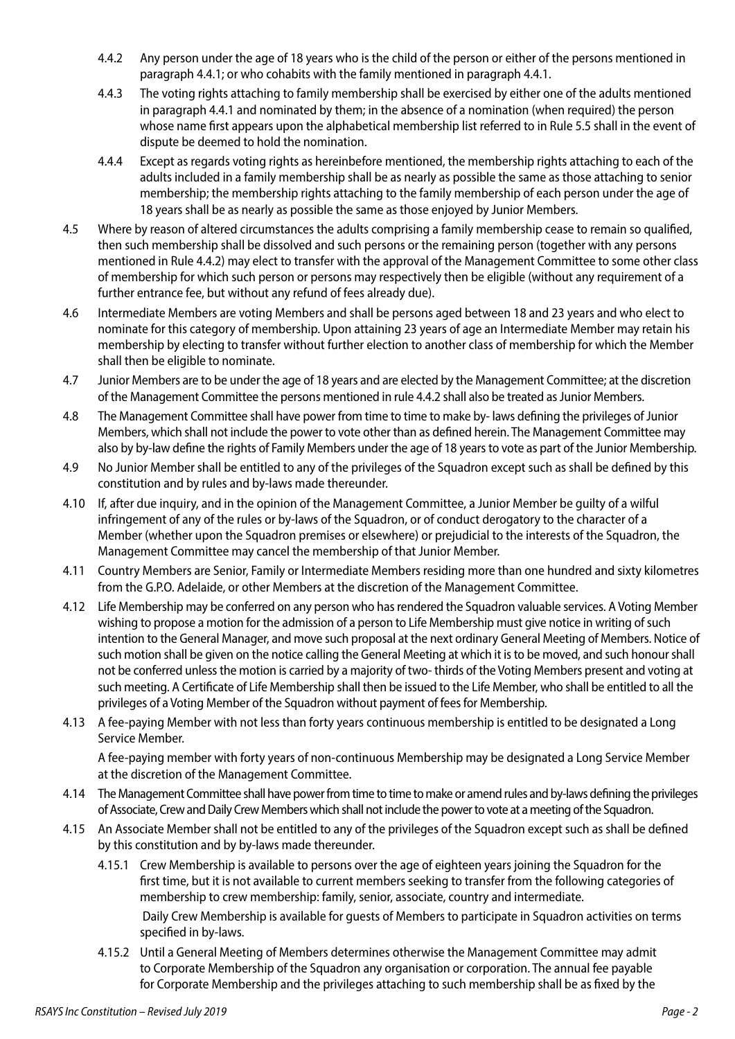4.4.2 Any person under the age of 18 years who is the child of the person or either of the persons mentioned in paragraph 4.4.1; or who cohabits with the family mentioned in paragraph 4.4.1.

4.4.3 The voting rights attaching to family membership shall be exercised by either one of the adults mentioned in paragraph 4.4.1 and nominated by them; in the absence of a nomination (when required) the person whose name first appears upon the alphabetical membership list referred to in Rule 5.5 shall in the event of dispute be deemed to hold the nomination.

4.4.4 Except as regards voting rights as hereinbefore mentioned, the membership rights attaching to each of the adults included in a family membership shall be as nearly as possible the same as those attaching to senior membership; the membership rights attaching to the family membership of each person under the age of 18 years shall be as nearly as possible the same as those enjoyed by Junior Members.

4.5 Where by reason of altered circumstances the adults comprising a family membership cease to remain so qualified, then such membership shall be dissolved and such persons or the remaining person (together with any persons mentioned in Rule 4.4.2) may elect to transfer with the approval of the Management Committee to some other class of membership for which such person or persons may respectively then be eligible (without any requirement of a further entrance fee, but without any refund of fees already due).

4.6 Intermediate Members are voting Members and shall be persons aged between 18 and 23 years and who elect to nominate for this category of membership. Upon attaining 23 years of age an Intermediate Member may retain his membership by electing to transfer without further election to another class of membership for which the Member shall then be eligible to nominate.

4.7 Junior Members are to be under the age of 18 years and are elected by the Management Committee; at the discretion of the Management Committee the persons mentioned in rule 4.4.2 shall also be treated as Junior Members.

4.8 The Management Committee shall have power from time to time to make by- laws defining the privileges of Junior Members, which shall not include the power to vote other than as defined herein. The Management Committee may also by by-law define the rights of Family Members under the age of 18 years to vote as part of the Junior Membership.

4.9 No Junior Member shall be entitled to any of the privileges of the Squadron except such as shall be defined by this constitution and by rules and by-laws made thereunder.

4.10 If, after due inquiry, and in the opinion of the Management Committee, a Junior Member be guilty of a wilful infringement of any of the rules or by-laws of the Squadron, or of conduct derogatory to the character of a Member (whether upon the Squadron premises or elsewhere) or prejudicial to the interests of the Squadron, the Management Committee may cancel the membership of that Junior Member.

4.11 Country Members are Senior, Family or Intermediate Members residing more than one hundred and sixty kilometres from the G.P.O. Adelaide, or other Members at the discretion of the Management Committee.

4.12 Life Membership may be conferred on any person who has rendered the Squadron valuable services. A Voting Member wishing to propose a motion for the admission of a person to Life Membership must give notice in writing of such intention to the General Manager, and move such proposal at the next ordinary General Meeting of Members. Notice of such motion shall be given on the notice calling the General Meeting at which it is to be moved, and such honour shall not be conferred unless the motion is carried by a majority of two- thirds of the Voting Members present and voting at such meeting. A Certificate of Life Membership shall then be issued to the Life Member, who shall be entitled to all the privileges of a Voting Member of the Squadron without payment of fees for Membership.

4.13 A fee-paying Member with not less than forty years continuous membership is entitled to be designated a Long Service Member.

A fee-paying member with forty years of non-continuous Membership may be designated a Long Service Member at the discretion of the Management Committee.

4.14 The Management Committee shall have power from time to time to make or amend rules and by-laws defining the privileges of Associate, Crew and Daily Crew Members which shall not include the power to vote at a meeting of the Squadron.

4.15 An Associate Member shall not be entitled to any of the privileges of the Squadron except such as shall be defined by this constitution and by by-laws made thereunder.

4.15.1 Crew Membership is available to persons over the age of eighteen years joining the Squadron for the first time, but it is not available to current members seeking to transfer from the following categories of membership to crew membership: family, senior, associate, country and intermediate.

Daily Crew Membership is available for guests of Members to participate in Squadron activities on terms specified in by-laws.

4.15.2 Until a General Meeting of Members determines otherwise the Management Committee may admit to Corporate Membership of the Squadron any organisation or corporation. The annual fee payable for Corporate Membership and the privileges attaching to such membership shall be as fixed by the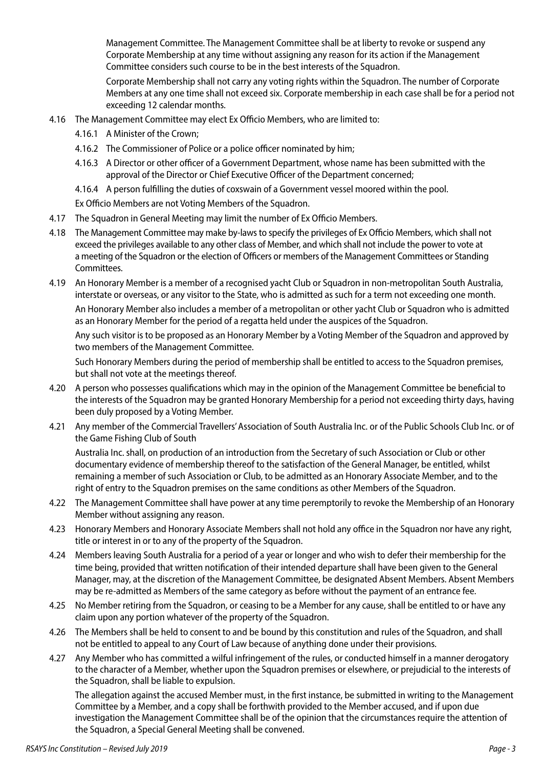Management Committee. The Management Committee shall be at liberty to revoke or suspend any Corporate Membership at any time without assigning any reason for its action if the Management Committee considers such course to be in the best interests of the Squadron.

Corporate Membership shall not carry any voting rights within the Squadron. The number of Corporate Members at any one time shall not exceed six. Corporate membership in each case shall be for a period not exceeding 12 calendar months.

4.16 The Management Committee may elect Ex Officio Members, who are limited to:

4.16.1 A Minister of the Crown;

4.16.2 The Commissioner of Police or a police officer nominated by him;

4.16.3 A Director or other officer of a Government Department, whose name has been submitted with the approval of the Director or Chief Executive Officer of the Department concerned;

4.16.4 A person fulfilling the duties of coxswain of a Government vessel moored within the pool.

Ex Officio Members are not Voting Members of the Squadron.

4.17 The Squadron in General Meeting may limit the number of Ex Officio Members.

4.18 The Management Committee may make by-laws to specify the privileges of Ex Officio Members, which shall not exceed the privileges available to any other class of Member, and which shall not include the power to vote at a meeting of the Squadron or the election of Officers or members of the Management Committees or Standing Committees.

4.19 An Honorary Member is a member of a recognised yacht Club or Squadron in non-metropolitan South Australia, interstate or overseas, or any visitor to the State, who is admitted as such for a term not exceeding one month.

An Honorary Member also includes a member of a metropolitan or other yacht Club or Squadron who is admitted as an Honorary Member for the period of a regatta held under the auspices of the Squadron.

Any such visitor is to be proposed as an Honorary Member by a Voting Member of the Squadron and approved by two members of the Management Committee.

Such Honorary Members during the period of membership shall be entitled to access to the Squadron premises, but shall not vote at the meetings thereof.

4.20 A person who possesses qualifications which may in the opinion of the Management Committee be beneficial to the interests of the Squadron may be granted Honorary Membership for a period not exceeding thirty days, having been duly proposed by a Voting Member.

4.21 Any member of the Commercial Travellers' Association of South Australia Inc. or of the Public Schools Club Inc. or of the Game Fishing Club of South

Australia Inc. shall, on production of an introduction from the Secretary of such Association or Club or other documentary evidence of membership thereof to the satisfaction of the General Manager, be entitled, whilst remaining a member of such Association or Club, to be admitted as an Honorary Associate Member, and to the right of entry to the Squadron premises on the same conditions as other Members of the Squadron.

4.22 The Management Committee shall have power at any time peremptorily to revoke the Membership of an Honorary Member without assigning any reason.

4.23 Honorary Members and Honorary Associate Members shall not hold any office in the Squadron nor have any right, title or interest in or to any of the property of the Squadron.

4.24 Members leaving South Australia for a period of a year or longer and who wish to defer their membership for the time being, provided that written notification of their intended departure shall have been given to the General Manager, may, at the discretion of the Management Committee, be designated Absent Members. Absent Members may be re-admitted as Members of the same category as before without the payment of an entrance fee.

4.25 No Member retiring from the Squadron, or ceasing to be a Member for any cause, shall be entitled to or have any claim upon any portion whatever of the property of the Squadron.

4.26 The Members shall be held to consent to and be bound by this constitution and rules of the Squadron, and shall not be entitled to appeal to any Court of Law because of anything done under their provisions.

4.27 Any Member who has committed a wilful infringement of the rules, or conducted himself in a manner derogatory to the character of a Member, whether upon the Squadron premises or elsewhere, or prejudicial to the interests of the Squadron, shall be liable to expulsion.

The allegation against the accused Member must, in the first instance, be submitted in writing to the Management Committee by a Member, and a copy shall be forthwith provided to the Member accused, and if upon due investigation the Management Committee shall be of the opinion that the circumstances require the attention of the Squadron, a Special General Meeting shall be convened.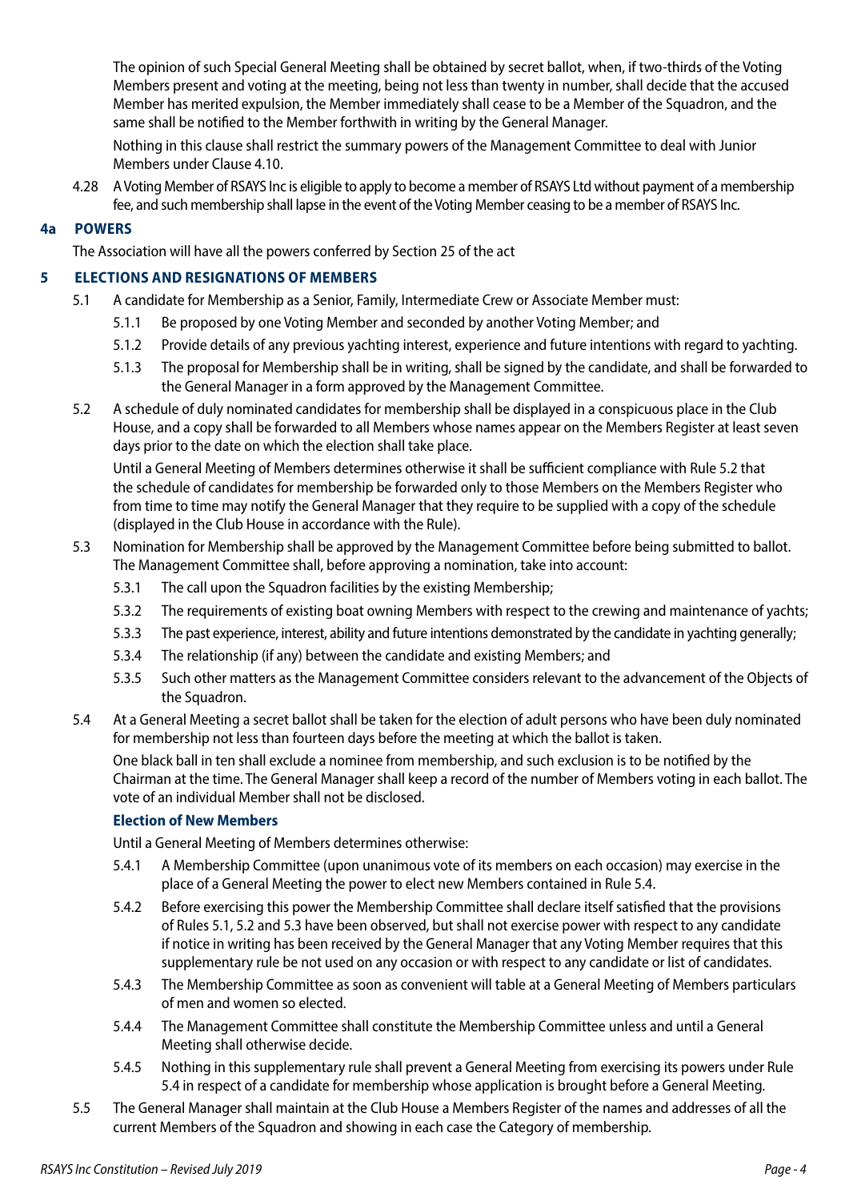The opinion of such Special General Meeting shall be obtained by secret ballot, when, if two-thirds of the Voting Members present and voting at the meeting, being not less than twenty in number, shall decide that the accused Member has merited expulsion, the Member immediately shall cease to be a Member of the Squadron, and the same shall be notified to the Member forthwith in writing by the General Manager.

Nothing in this clause shall restrict the summary powers of the Management Committee to deal with Junior Members under Clause 4.10.

4.28 A Voting Member of RSAYS Inc is eligible to apply to become a member of RSAYS Ltd without payment of a membership fee, and such membership shall lapse in the event of the Voting Member ceasing to be a member of RSAYS Inc.

## 4a POWERS

The Association will have all the powers conferred by Section 25 of the act

## 5 ELECTIONS AND RESIGNATIONS OF MEMBERS

5.1 A candidate for Membership as a Senior, Family, Intermediate Crew or Associate Member must:

5.1.1 Be proposed by one Voting Member and seconded by another Voting Member; and

5.1.2 Provide details of any previous yachting interest, experience and future intentions with regard to yachting.

5.1.3 The proposal for Membership shall be in writing, shall be signed by the candidate, and shall be forwarded to the General Manager in a form approved by the Management Committee.

5.2 A schedule of duly nominated candidates for membership shall be displayed in a conspicuous place in the Club House, and a copy shall be forwarded to all Members whose names appear on the Members Register at least seven days prior to the date on which the election shall take place.

Until a General Meeting of Members determines otherwise it shall be sufficient compliance with Rule 5.2 that the schedule of candidates for membership be forwarded only to those Members on the Members Register who from time to time may notify the General Manager that they require to be supplied with a copy of the schedule (displayed in the Club House in accordance with the Rule).

5.3 Nomination for Membership shall be approved by the Management Committee before being submitted to ballot. The Management Committee shall, before approving a nomination, take into account:

5.3.1 The call upon the Squadron facilities by the existing Membership;

5.3.2 The requirements of existing boat owning Members with respect to the crewing and maintenance of yachts;

5.3.3 The past experience, interest, ability and future intentions demonstrated by the candidate in yachting generally;

5.3.4 The relationship (if any) between the candidate and existing Members; and

5.3.5 Such other matters as the Management Committee considers relevant to the advancement of the Objects of the Squadron.

5.4 At a General Meeting a secret ballot shall be taken for the election of adult persons who have been duly nominated for membership not less than fourteen days before the meeting at which the ballot is taken.

One black ball in ten shall exclude a nominee from membership, and such exclusion is to be notified by the Chairman at the time. The General Manager shall keep a record of the number of Members voting in each ballot. The vote of an individual Member shall not be disclosed.

### Election of New Members

Until a General Meeting of Members determines otherwise:

5.4.1 A Membership Committee (upon unanimous vote of its members on each occasion) may exercise in the place of a General Meeting the power to elect new Members contained in Rule 5.4.

5.4.2 Before exercising this power the Membership Committee shall declare itself satisfied that the provisions of Rules 5.1, 5.2 and 5.3 have been observed, but shall not exercise power with respect to any candidate if notice in writing has been received by the General Manager that any Voting Member requires that this supplementary rule be not used on any occasion or with respect to any candidate or list of candidates.

5.4.3 The Membership Committee as soon as convenient will table at a General Meeting of Members particulars of men and women so elected.

5.4.4 The Management Committee shall constitute the Membership Committee unless and until a General Meeting shall otherwise decide.

5.4.5 Nothing in this supplementary rule shall prevent a General Meeting from exercising its powers under Rule 5.4 in respect of a candidate for membership whose application is brought before a General Meeting.

5.5 The General Manager shall maintain at the Club House a Members Register of the names and addresses of all the current Members of the Squadron and showing in each case the Category of membership.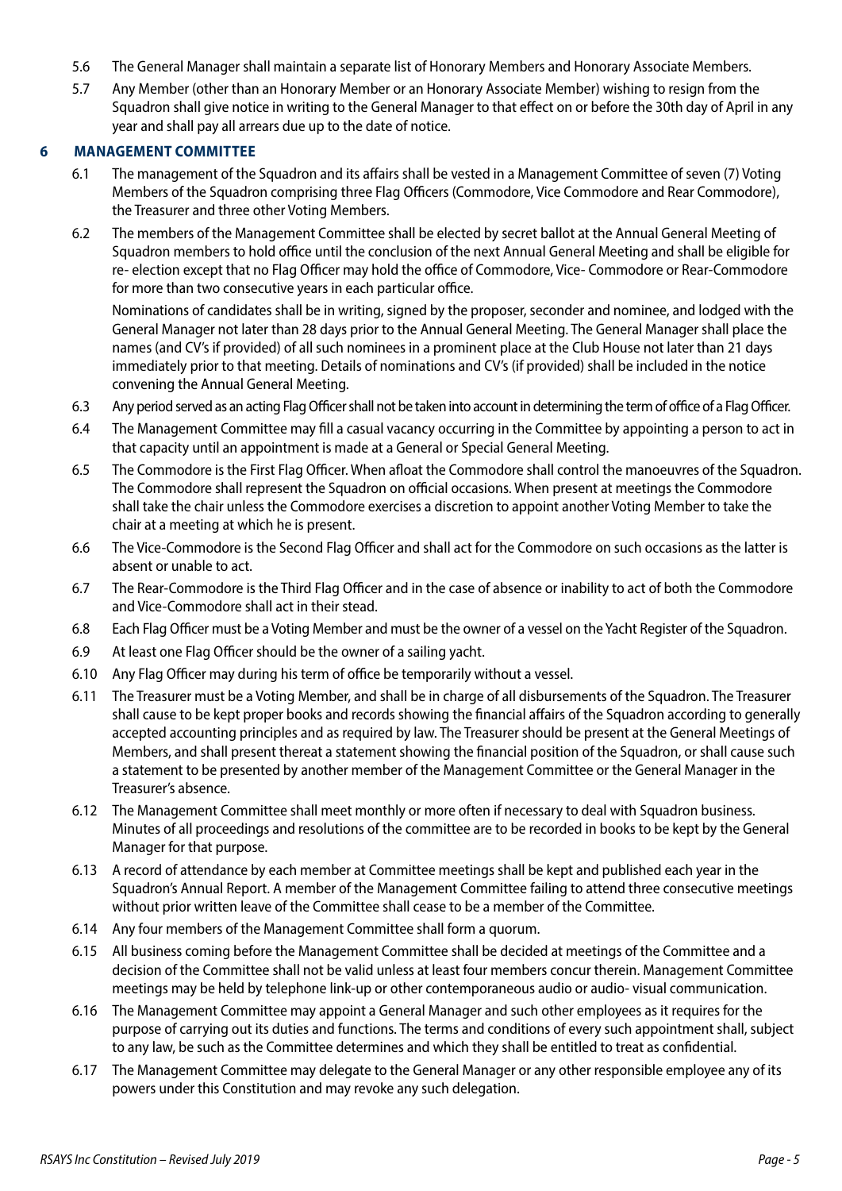5.6 The General Manager shall maintain a separate list of Honorary Members and Honorary Associate Members.

5.7 Any Member (other than an Honorary Member or an Honorary Associate Member) wishing to resign from the Squadron shall give notice in writing to the General Manager to that effect on or before the 30th day of April in any year and shall pay all arrears due up to the date of notice.

## 6 MANAGEMENT COMMITTEE

6.1 The management of the Squadron and its affairs shall be vested in a Management Committee of seven (7) Voting Members of the Squadron comprising three Flag Officers (Commodore, Vice Commodore and Rear Commodore), the Treasurer and three other Voting Members.

6.2 The members of the Management Committee shall be elected by secret ballot at the Annual General Meeting of Squadron members to hold office until the conclusion of the next Annual General Meeting and shall be eligible for re- election except that no Flag Officer may hold the office of Commodore, Vice- Commodore or Rear-Commodore for more than two consecutive years in each particular office.

Nominations of candidates shall be in writing, signed by the proposer, seconder and nominee, and lodged with the General Manager not later than 28 days prior to the Annual General Meeting. The General Manager shall place the names (and CV's if provided) of all such nominees in a prominent place at the Club House not later than 21 days immediately prior to that meeting. Details of nominations and CV's (if provided) shall be included in the notice convening the Annual General Meeting.

6.3 Any period served as an acting Flag Officer shall not be taken into account in determining the term of office of a Flag Officer.

6.4 The Management Committee may fill a casual vacancy occurring in the Committee by appointing a person to act in that capacity until an appointment is made at a General or Special General Meeting.

6.5 The Commodore is the First Flag Officer. When afloat the Commodore shall control the manoeuvres of the Squadron. The Commodore shall represent the Squadron on official occasions. When present at meetings the Commodore shall take the chair unless the Commodore exercises a discretion to appoint another Voting Member to take the chair at a meeting at which he is present.

6.6 The Vice-Commodore is the Second Flag Officer and shall act for the Commodore on such occasions as the latter is absent or unable to act.

6.7 The Rear-Commodore is the Third Flag Officer and in the case of absence or inability to act of both the Commodore and Vice-Commodore shall act in their stead.

6.8 Each Flag Officer must be a Voting Member and must be the owner of a vessel on the Yacht Register of the Squadron.

6.9 At least one Flag Officer should be the owner of a sailing yacht.

6.10 Any Flag Officer may during his term of office be temporarily without a vessel.

6.11 The Treasurer must be a Voting Member, and shall be in charge of all disbursements of the Squadron. The Treasurer shall cause to be kept proper books and records showing the financial affairs of the Squadron according to generally accepted accounting principles and as required by law. The Treasurer should be present at the General Meetings of Members, and shall present thereat a statement showing the financial position of the Squadron, or shall cause such a statement to be presented by another member of the Management Committee or the General Manager in the Treasurer's absence.

6.12 The Management Committee shall meet monthly or more often if necessary to deal with Squadron business. Minutes of all proceedings and resolutions of the committee are to be recorded in books to be kept by the General Manager for that purpose.

6.13 A record of attendance by each member at Committee meetings shall be kept and published each year in the Squadron's Annual Report. A member of the Management Committee failing to attend three consecutive meetings without prior written leave of the Committee shall cease to be a member of the Committee.

6.14 Any four members of the Management Committee shall form a quorum.

6.15 All business coming before the Management Committee shall be decided at meetings of the Committee and a decision of the Committee shall not be valid unless at least four members concur therein. Management Committee meetings may be held by telephone link-up or other contemporaneous audio or audio- visual communication.

6.16 The Management Committee may appoint a General Manager and such other employees as it requires for the purpose of carrying out its duties and functions. The terms and conditions of every such appointment shall, subject to any law, be such as the Committee determines and which they shall be entitled to treat as confidential.

6.17 The Management Committee may delegate to the General Manager or any other responsible employee any of its powers under this Constitution and may revoke any such delegation.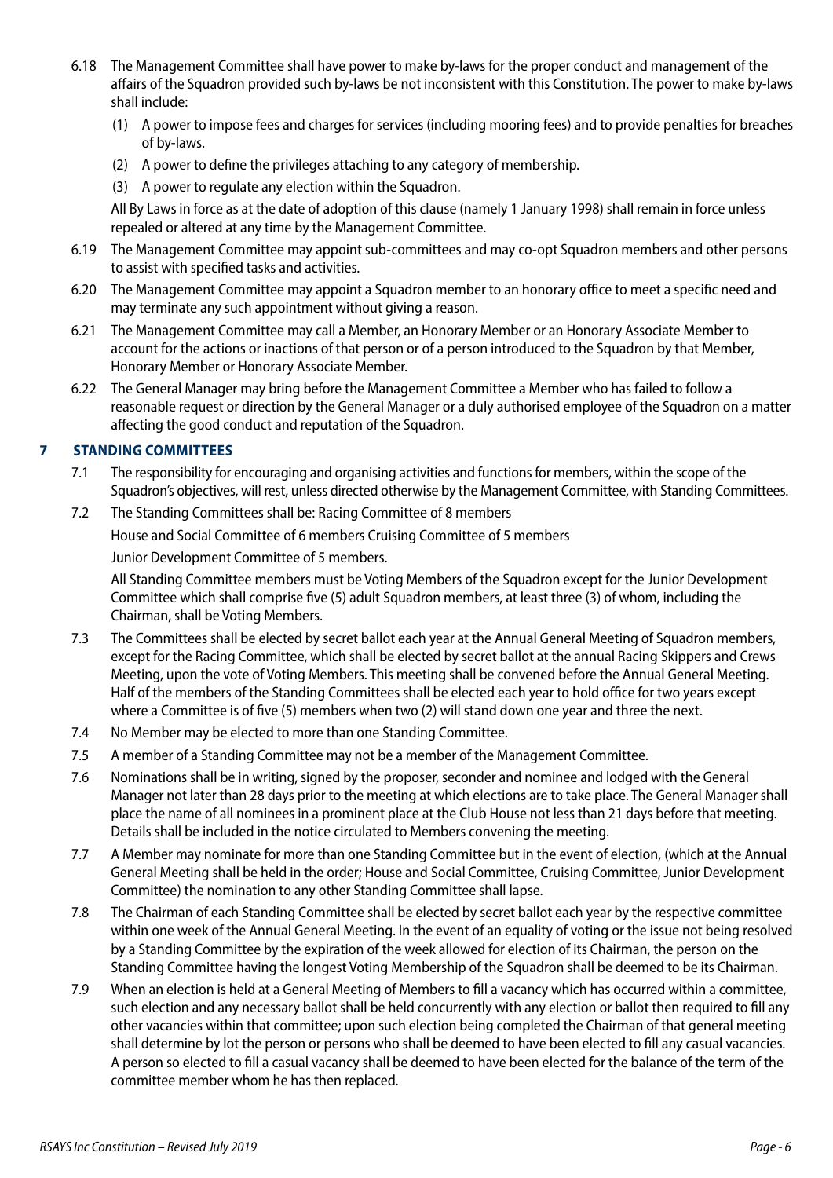6.18 The Management Committee shall have power to make by-laws for the proper conduct and management of the affairs of the Squadron provided such by-laws be not inconsistent with this Constitution. The power to make by-laws shall include:

(1) A power to impose fees and charges for services (including mooring fees) and to provide penalties for breaches of by-laws.

(2) A power to define the privileges attaching to any category of membership.

(3) A power to regulate any election within the Squadron.

All By Laws in force as at the date of adoption of this clause (namely 1 January 1998) shall remain in force unless repealed or altered at any time by the Management Committee.

6.19 The Management Committee may appoint sub-committees and may co-opt Squadron members and other persons to assist with specified tasks and activities.

6.20 The Management Committee may appoint a Squadron member to an honorary office to meet a specific need and may terminate any such appointment without giving a reason.

6.21 The Management Committee may call a Member, an Honorary Member or an Honorary Associate Member to account for the actions or inactions of that person or of a person introduced to the Squadron by that Member, Honorary Member or Honorary Associate Member.

6.22 The General Manager may bring before the Management Committee a Member who has failed to follow a reasonable request or direction by the General Manager or a duly authorised employee of the Squadron on a matter affecting the good conduct and reputation of the Squadron.

## 7 STANDING COMMITTEES

7.1 The responsibility for encouraging and organising activities and functions for members, within the scope of the Squadron's objectives, will rest, unless directed otherwise by the Management Committee, with Standing Committees.

7.2 The Standing Committees shall be: Racing Committee of 8 members

House and Social Committee of 6 members Cruising Committee of 5 members

Junior Development Committee of 5 members.

All Standing Committee members must be Voting Members of the Squadron except for the Junior Development Committee which shall comprise five (5) adult Squadron members, at least three (3) of whom, including the Chairman, shall be Voting Members.

7.3 The Committees shall be elected by secret ballot each year at the Annual General Meeting of Squadron members, except for the Racing Committee, which shall be elected by secret ballot at the annual Racing Skippers and Crews Meeting, upon the vote of Voting Members. This meeting shall be convened before the Annual General Meeting. Half of the members of the Standing Committees shall be elected each year to hold office for two years except where a Committee is of five (5) members when two (2) will stand down one year and three the next.

7.4 No Member may be elected to more than one Standing Committee.

7.5 A member of a Standing Committee may not be a member of the Management Committee.

7.6 Nominations shall be in writing, signed by the proposer, seconder and nominee and lodged with the General Manager not later than 28 days prior to the meeting at which elections are to take place. The General Manager shall place the name of all nominees in a prominent place at the Club House not less than 21 days before that meeting. Details shall be included in the notice circulated to Members convening the meeting.

7.7 A Member may nominate for more than one Standing Committee but in the event of election, (which at the Annual General Meeting shall be held in the order; House and Social Committee, Cruising Committee, Junior Development Committee) the nomination to any other Standing Committee shall lapse.

7.8 The Chairman of each Standing Committee shall be elected by secret ballot each year by the respective committee within one week of the Annual General Meeting. In the event of an equality of voting or the issue not being resolved by a Standing Committee by the expiration of the week allowed for election of its Chairman, the person on the Standing Committee having the longest Voting Membership of the Squadron shall be deemed to be its Chairman.

7.9 When an election is held at a General Meeting of Members to fill a vacancy which has occurred within a committee, such election and any necessary ballot shall be held concurrently with any election or ballot then required to fill any other vacancies within that committee; upon such election being completed the Chairman of that general meeting shall determine by lot the person or persons who shall be deemed to have been elected to fill any casual vacancies. A person so elected to fill a casual vacancy shall be deemed to have been elected for the balance of the term of the committee member whom he has then replaced.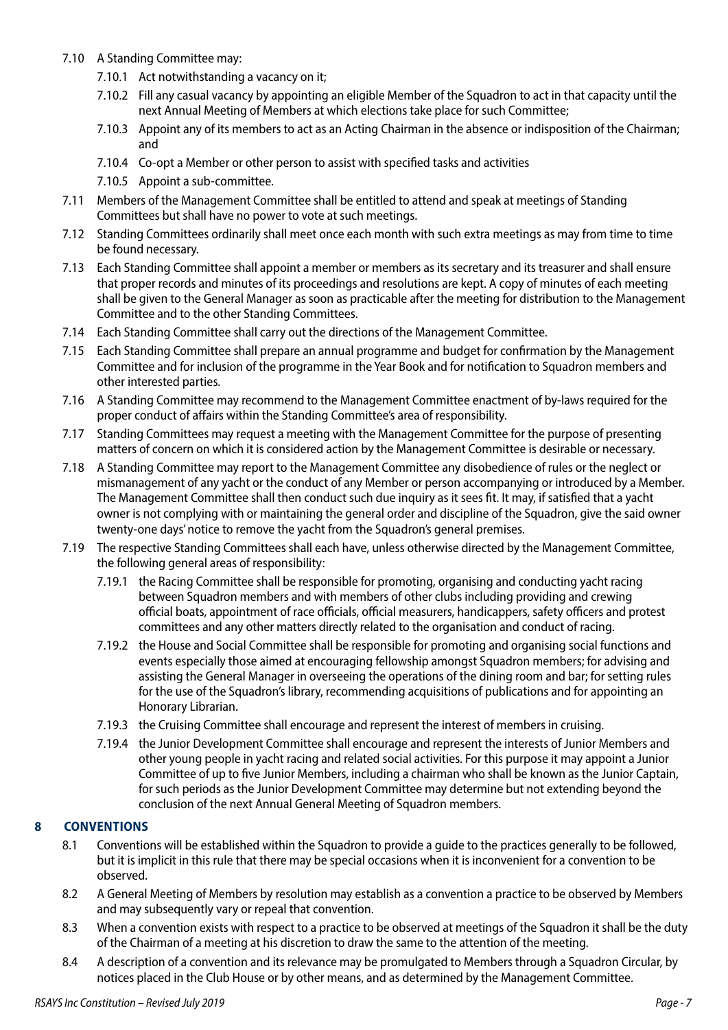7.10 A Standing Committee may:

7.10.1 Act notwithstanding a vacancy on it;

7.10.2 Fill any casual vacancy by appointing an eligible Member of the Squadron to act in that capacity until the next Annual Meeting of Members at which elections take place for such Committee;

7.10.3 Appoint any of its members to act as an Acting Chairman in the absence or indisposition of the Chairman; and

7.10.4 Co-opt a Member or other person to assist with specified tasks and activities

7.10.5 Appoint a sub-committee.

7.11 Members of the Management Committee shall be entitled to attend and speak at meetings of Standing Committees but shall have no power to vote at such meetings.

7.12 Standing Committees ordinarily shall meet once each month with such extra meetings as may from time to time be found necessary.

7.13 Each Standing Committee shall appoint a member or members as its secretary and its treasurer and shall ensure that proper records and minutes of its proceedings and resolutions are kept. A copy of minutes of each meeting shall be given to the General Manager as soon as practicable after the meeting for distribution to the Management Committee and to the other Standing Committees.

7.14 Each Standing Committee shall carry out the directions of the Management Committee.

7.15 Each Standing Committee shall prepare an annual programme and budget for confirmation by the Management Committee and for inclusion of the programme in the Year Book and for notification to Squadron members and other interested parties.

7.16 A Standing Committee may recommend to the Management Committee enactment of by-laws required for the proper conduct of affairs within the Standing Committee's area of responsibility.

7.17 Standing Committees may request a meeting with the Management Committee for the purpose of presenting matters of concern on which it is considered action by the Management Committee is desirable or necessary.

7.18 A Standing Committee may report to the Management Committee any disobedience of rules or the neglect or mismanagement of any yacht or the conduct of any Member or person accompanying or introduced by a Member. The Management Committee shall then conduct such due inquiry as it sees fit. It may, if satisfied that a yacht owner is not complying with or maintaining the general order and discipline of the Squadron, give the said owner twenty-one days' notice to remove the yacht from the Squadron's general premises.

7.19 The respective Standing Committees shall each have, unless otherwise directed by the Management Committee, the following general areas of responsibility:

7.19.1 the Racing Committee shall be responsible for promoting, organising and conducting yacht racing between Squadron members and with members of other clubs including providing and crewing official boats, appointment of race officials, official measurers, handicappers, safety officers and protest committees and any other matters directly related to the organisation and conduct of racing.

7.19.2 the House and Social Committee shall be responsible for promoting and organising social functions and events especially those aimed at encouraging fellowship amongst Squadron members; for advising and assisting the General Manager in overseeing the operations of the dining room and bar; for setting rules for the use of the Squadron's library, recommending acquisitions of publications and for appointing an Honorary Librarian.

7.19.3 the Cruising Committee shall encourage and represent the interest of members in cruising.

7.19.4 the Junior Development Committee shall encourage and represent the interests of Junior Members and other young people in yacht racing and related social activities. For this purpose it may appoint a Junior Committee of up to five Junior Members, including a chairman who shall be known as the Junior Captain, for such periods as the Junior Development Committee may determine but not extending beyond the conclusion of the next Annual General Meeting of Squadron members.

## 8 CONVENTIONS

8.1 Conventions will be established within the Squadron to provide a guide to the practices generally to be followed, but it is implicit in this rule that there may be special occasions when it is inconvenient for a convention to be observed.

8.2 A General Meeting of Members by resolution may establish as a convention a practice to be observed by Members and may subsequently vary or repeal that convention.

8.3 When a convention exists with respect to a practice to be observed at meetings of the Squadron it shall be the duty of the Chairman of a meeting at his discretion to draw the same to the attention of the meeting.

8.4 A description of a convention and its relevance may be promulgated to Members through a Squadron Circular, by notices placed in the Club House or by other means, and as determined by the Management Committee.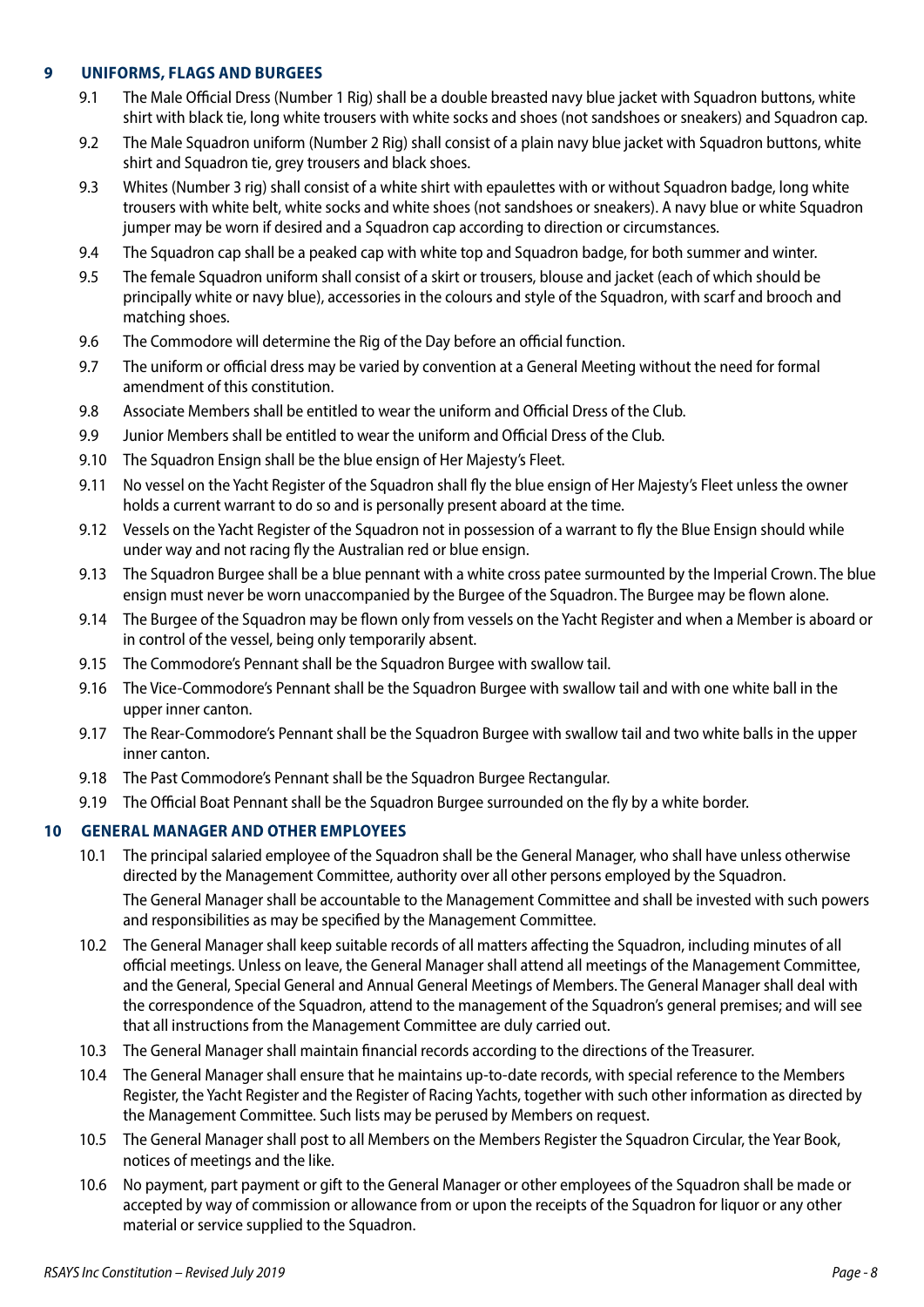## 9 UNIFORMS, FLAGS AND BURGEES

9.1 The Male Official Dress (Number 1 Rig) shall be a double breasted navy blue jacket with Squadron buttons, white shirt with black tie, long white trousers with white socks and shoes (not sandshoes or sneakers) and Squadron cap.

9.2 The Male Squadron uniform (Number 2 Rig) shall consist of a plain navy blue jacket with Squadron buttons, white shirt and Squadron tie, grey trousers and black shoes.

9.3 Whites (Number 3 rig) shall consist of a white shirt with epaulettes with or without Squadron badge, long white trousers with white belt, white socks and white shoes (not sandshoes or sneakers). A navy blue or white Squadron jumper may be worn if desired and a Squadron cap according to direction or circumstances.

9.4 The Squadron cap shall be a peaked cap with white top and Squadron badge, for both summer and winter.

9.5 The female Squadron uniform shall consist of a skirt or trousers, blouse and jacket (each of which should be principally white or navy blue), accessories in the colours and style of the Squadron, with scarf and brooch and matching shoes.

9.6 The Commodore will determine the Rig of the Day before an official function.

9.7 The uniform or official dress may be varied by convention at a General Meeting without the need for formal amendment of this constitution.

9.8 Associate Members shall be entitled to wear the uniform and Official Dress of the Club.

9.9 Junior Members shall be entitled to wear the uniform and Official Dress of the Club.

9.10 The Squadron Ensign shall be the blue ensign of Her Majesty's Fleet.

9.11 No vessel on the Yacht Register of the Squadron shall fly the blue ensign of Her Majesty's Fleet unless the owner holds a current warrant to do so and is personally present aboard at the time.

9.12 Vessels on the Yacht Register of the Squadron not in possession of a warrant to fly the Blue Ensign should while under way and not racing fly the Australian red or blue ensign.

9.13 The Squadron Burgee shall be a blue pennant with a white cross patee surmounted by the Imperial Crown. The blue ensign must never be worn unaccompanied by the Burgee of the Squadron. The Burgee may be flown alone.

9.14 The Burgee of the Squadron may be flown only from vessels on the Yacht Register and when a Member is aboard or in control of the vessel, being only temporarily absent.

9.15 The Commodore's Pennant shall be the Squadron Burgee with swallow tail.

9.16 The Vice-Commodore's Pennant shall be the Squadron Burgee with swallow tail and with one white ball in the upper inner canton.

9.17 The Rear-Commodore's Pennant shall be the Squadron Burgee with swallow tail and two white balls in the upper inner canton.

9.18 The Past Commodore's Pennant shall be the Squadron Burgee Rectangular.

9.19 The Official Boat Pennant shall be the Squadron Burgee surrounded on the fly by a white border.

## 10 GENERAL MANAGER AND OTHER EMPLOYEES

10.1 The principal salaried employee of the Squadron shall be the General Manager, who shall have unless otherwise directed by the Management Committee, authority over all other persons employed by the Squadron.

The General Manager shall be accountable to the Management Committee and shall be invested with such powers and responsibilities as may be specified by the Management Committee.

10.2 The General Manager shall keep suitable records of all matters affecting the Squadron, including minutes of all official meetings. Unless on leave, the General Manager shall attend all meetings of the Management Committee, and the General, Special General and Annual General Meetings of Members. The General Manager shall deal with the correspondence of the Squadron, attend to the management of the Squadron's general premises; and will see that all instructions from the Management Committee are duly carried out.

10.3 The General Manager shall maintain financial records according to the directions of the Treasurer.

10.4 The General Manager shall ensure that he maintains up-to-date records, with special reference to the Members Register, the Yacht Register and the Register of Racing Yachts, together with such other information as directed by the Management Committee. Such lists may be perused by Members on request.

10.5 The General Manager shall post to all Members on the Members Register the Squadron Circular, the Year Book, notices of meetings and the like.

10.6 No payment, part payment or gift to the General Manager or other employees of the Squadron shall be made or accepted by way of commission or allowance from or upon the receipts of the Squadron for liquor or any other material or service supplied to the Squadron.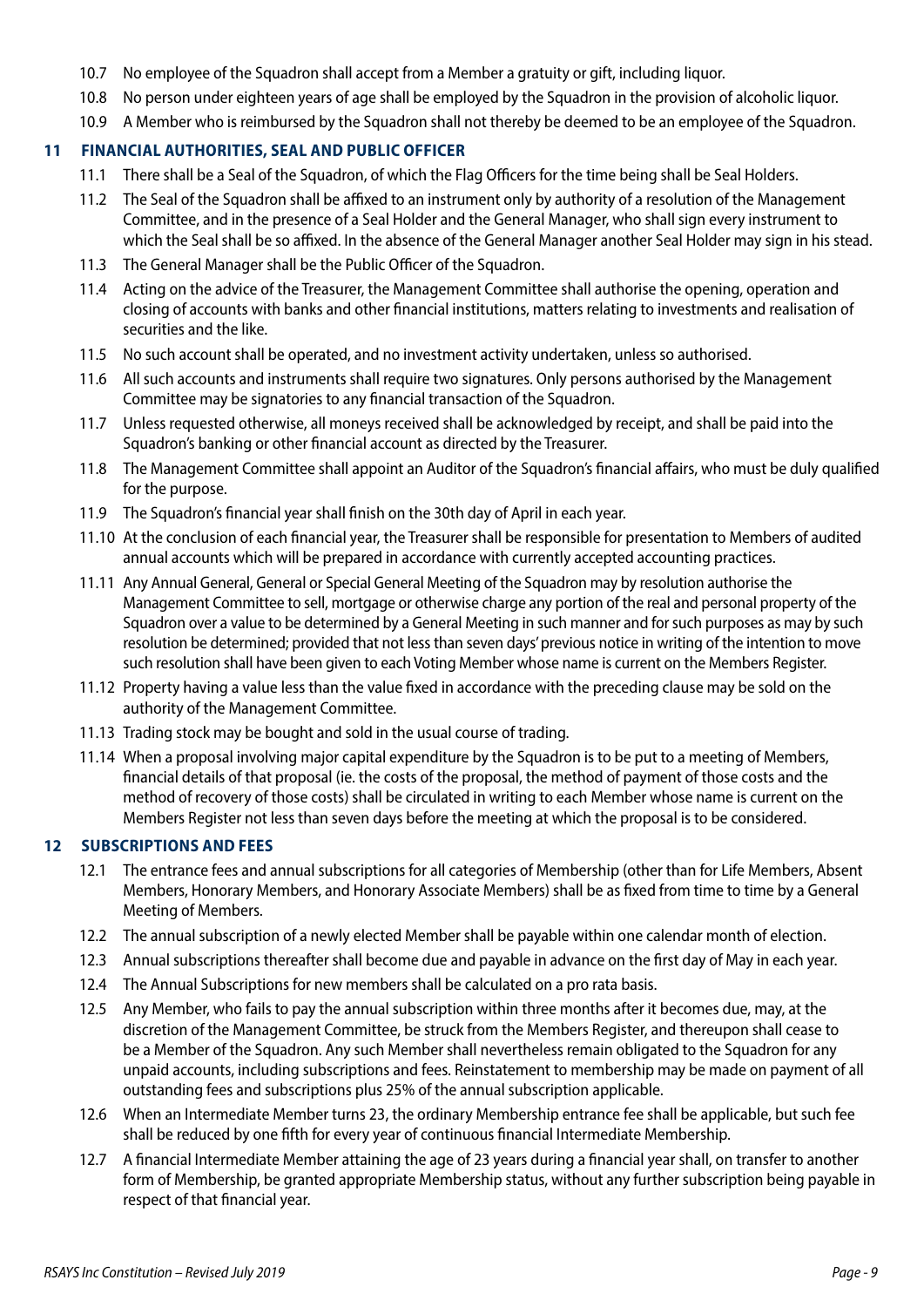10.7 No employee of the Squadron shall accept from a Member a gratuity or gift, including liquor.

10.8 No person under eighteen years of age shall be employed by the Squadron in the provision of alcoholic liquor.

10.9 A Member who is reimbursed by the Squadron shall not thereby be deemed to be an employee of the Squadron.

## 11 FINANCIAL AUTHORITIES, SEAL AND PUBLIC OFFICER

11.1 There shall be a Seal of the Squadron, of which the Flag Officers for the time being shall be Seal Holders.

11.2 The Seal of the Squadron shall be affixed to an instrument only by authority of a resolution of the Management Committee, and in the presence of a Seal Holder and the General Manager, who shall sign every instrument to which the Seal shall be so affixed. In the absence of the General Manager another Seal Holder may sign in his stead.

11.3 The General Manager shall be the Public Officer of the Squadron.

11.4 Acting on the advice of the Treasurer, the Management Committee shall authorise the opening, operation and closing of accounts with banks and other financial institutions, matters relating to investments and realisation of securities and the like.

11.5 No such account shall be operated, and no investment activity undertaken, unless so authorised.

11.6 All such accounts and instruments shall require two signatures. Only persons authorised by the Management Committee may be signatories to any financial transaction of the Squadron.

11.7 Unless requested otherwise, all moneys received shall be acknowledged by receipt, and shall be paid into the Squadron's banking or other financial account as directed by the Treasurer.

11.8 The Management Committee shall appoint an Auditor of the Squadron's financial affairs, who must be duly qualified for the purpose.

11.9 The Squadron's financial year shall finish on the 30th day of April in each year.

11.10 At the conclusion of each financial year, the Treasurer shall be responsible for presentation to Members of audited annual accounts which will be prepared in accordance with currently accepted accounting practices.

11.11 Any Annual General, General or Special General Meeting of the Squadron may by resolution authorise the Management Committee to sell, mortgage or otherwise charge any portion of the real and personal property of the Squadron over a value to be determined by a General Meeting in such manner and for such purposes as may by such resolution be determined; provided that not less than seven days' previous notice in writing of the intention to move such resolution shall have been given to each Voting Member whose name is current on the Members Register.

11.12 Property having a value less than the value fixed in accordance with the preceding clause may be sold on the authority of the Management Committee.

11.13 Trading stock may be bought and sold in the usual course of trading.

11.14 When a proposal involving major capital expenditure by the Squadron is to be put to a meeting of Members, financial details of that proposal (ie. the costs of the proposal, the method of payment of those costs and the method of recovery of those costs) shall be circulated in writing to each Member whose name is current on the Members Register not less than seven days before the meeting at which the proposal is to be considered.

## 12 SUBSCRIPTIONS AND FEES

12.1 The entrance fees and annual subscriptions for all categories of Membership (other than for Life Members, Absent Members, Honorary Members, and Honorary Associate Members) shall be as fixed from time to time by a General Meeting of Members.

12.2 The annual subscription of a newly elected Member shall be payable within one calendar month of election.

12.3 Annual subscriptions thereafter shall become due and payable in advance on the first day of May in each year.

12.4 The Annual Subscriptions for new members shall be calculated on a pro rata basis.

12.5 Any Member, who fails to pay the annual subscription within three months after it becomes due, may, at the discretion of the Management Committee, be struck from the Members Register, and thereupon shall cease to be a Member of the Squadron. Any such Member shall nevertheless remain obligated to the Squadron for any unpaid accounts, including subscriptions and fees. Reinstatement to membership may be made on payment of all outstanding fees and subscriptions plus 25% of the annual subscription applicable.

12.6 When an Intermediate Member turns 23, the ordinary Membership entrance fee shall be applicable, but such fee shall be reduced by one fifth for every year of continuous financial Intermediate Membership.

12.7 A financial Intermediate Member attaining the age of 23 years during a financial year shall, on transfer to another form of Membership, be granted appropriate Membership status, without any further subscription being payable in respect of that financial year.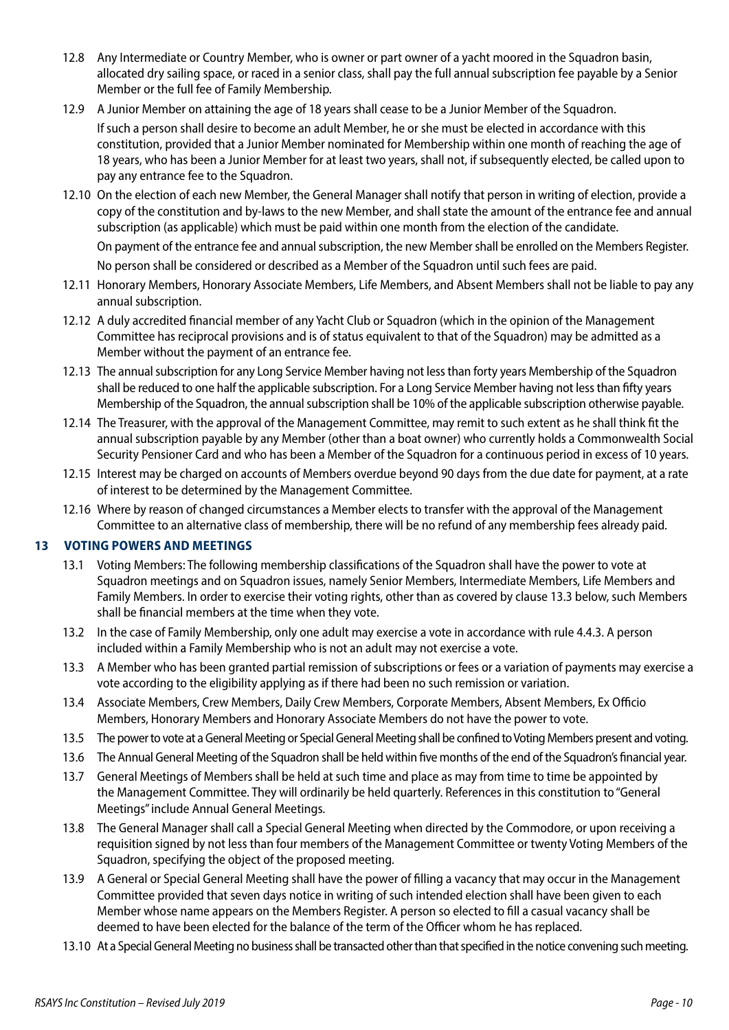12.8 Any Intermediate or Country Member, who is owner or part owner of a yacht moored in the Squadron basin, allocated dry sailing space, or raced in a senior class, shall pay the full annual subscription fee payable by a Senior Member or the full fee of Family Membership.

12.9 A Junior Member on attaining the age of 18 years shall cease to be a Junior Member of the Squadron.

If such a person shall desire to become an adult Member, he or she must be elected in accordance with this constitution, provided that a Junior Member nominated for Membership within one month of reaching the age of 18 years, who has been a Junior Member for at least two years, shall not, if subsequently elected, be called upon to pay any entrance fee to the Squadron.

12.10 On the election of each new Member, the General Manager shall notify that person in writing of election, provide a copy of the constitution and by-laws to the new Member, and shall state the amount of the entrance fee and annual subscription (as applicable) which must be paid within one month from the election of the candidate.

On payment of the entrance fee and annual subscription, the new Member shall be enrolled on the Members Register.

No person shall be considered or described as a Member of the Squadron until such fees are paid.

12.11 Honorary Members, Honorary Associate Members, Life Members, and Absent Members shall not be liable to pay any annual subscription.

12.12 A duly accredited financial member of any Yacht Club or Squadron (which in the opinion of the Management Committee has reciprocal provisions and is of status equivalent to that of the Squadron) may be admitted as a Member without the payment of an entrance fee.

12.13 The annual subscription for any Long Service Member having not less than forty years Membership of the Squadron shall be reduced to one half the applicable subscription. For a Long Service Member having not less than fifty years Membership of the Squadron, the annual subscription shall be 10% of the applicable subscription otherwise payable.

12.14 The Treasurer, with the approval of the Management Committee, may remit to such extent as he shall think fit the annual subscription payable by any Member (other than a boat owner) who currently holds a Commonwealth Social Security Pensioner Card and who has been a Member of the Squadron for a continuous period in excess of 10 years.

12.15 Interest may be charged on accounts of Members overdue beyond 90 days from the due date for payment, at a rate of interest to be determined by the Management Committee.

12.16 Where by reason of changed circumstances a Member elects to transfer with the approval of the Management Committee to an alternative class of membership, there will be no refund of any membership fees already paid.

## 13 VOTING POWERS AND MEETINGS

13.1 Voting Members: The following membership classifications of the Squadron shall have the power to vote at Squadron meetings and on Squadron issues, namely Senior Members, Intermediate Members, Life Members and Family Members. In order to exercise their voting rights, other than as covered by clause 13.3 below, such Members shall be financial members at the time when they vote.

13.2 In the case of Family Membership, only one adult may exercise a vote in accordance with rule 4.4.3. A person included within a Family Membership who is not an adult may not exercise a vote.

13.3 A Member who has been granted partial remission of subscriptions or fees or a variation of payments may exercise a vote according to the eligibility applying as if there had been no such remission or variation.

13.4 Associate Members, Crew Members, Daily Crew Members, Corporate Members, Absent Members, Ex Officio Members, Honorary Members and Honorary Associate Members do not have the power to vote.

13.5 The power to vote at a General Meeting or Special General Meeting shall be confined to Voting Members present and voting.

13.6 The Annual General Meeting of the Squadron shall be held within five months of the end of the Squadron's financial year.

13.7 General Meetings of Members shall be held at such time and place as may from time to time be appointed by the Management Committee. They will ordinarily be held quarterly. References in this constitution to "General Meetings" include Annual General Meetings.

13.8 The General Manager shall call a Special General Meeting when directed by the Commodore, or upon receiving a requisition signed by not less than four members of the Management Committee or twenty Voting Members of the Squadron, specifying the object of the proposed meeting.

13.9 A General or Special General Meeting shall have the power of filling a vacancy that may occur in the Management Committee provided that seven days notice in writing of such intended election shall have been given to each Member whose name appears on the Members Register. A person so elected to fill a casual vacancy shall be deemed to have been elected for the balance of the term of the Officer whom he has replaced.

13.10 At a Special General Meeting no business shall be transacted other than that specified in the notice convening such meeting.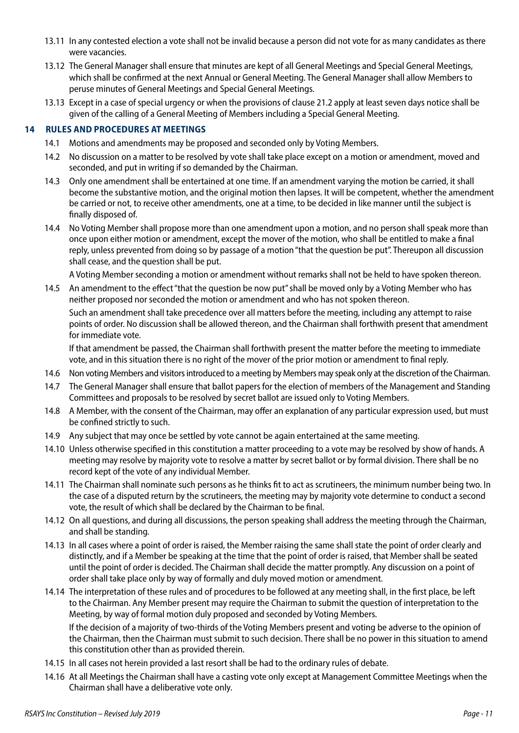13.11 In any contested election a vote shall not be invalid because a person did not vote for as many candidates as there were vacancies.

13.12 The General Manager shall ensure that minutes are kept of all General Meetings and Special General Meetings, which shall be confirmed at the next Annual or General Meeting. The General Manager shall allow Members to peruse minutes of General Meetings and Special General Meetings.

13.13 Except in a case of special urgency or when the provisions of clause 21.2 apply at least seven days notice shall be given of the calling of a General Meeting of Members including a Special General Meeting.

## 14 RULES AND PROCEDURES AT MEETINGS

14.1 Motions and amendments may be proposed and seconded only by Voting Members.

14.2 No discussion on a matter to be resolved by vote shall take place except on a motion or amendment, moved and seconded, and put in writing if so demanded by the Chairman.

14.3 Only one amendment shall be entertained at one time. If an amendment varying the motion be carried, it shall become the substantive motion, and the original motion then lapses. It will be competent, whether the amendment be carried or not, to receive other amendments, one at a time, to be decided in like manner until the subject is finally disposed of.

14.4 No Voting Member shall propose more than one amendment upon a motion, and no person shall speak more than once upon either motion or amendment, except the mover of the motion, who shall be entitled to make a final reply, unless prevented from doing so by passage of a motion "that the question be put". Thereupon all discussion shall cease, and the question shall be put.

A Voting Member seconding a motion or amendment without remarks shall not be held to have spoken thereon.

14.5 An amendment to the effect "that the question be now put" shall be moved only by a Voting Member who has neither proposed nor seconded the motion or amendment and who has not spoken thereon.

Such an amendment shall take precedence over all matters before the meeting, including any attempt to raise points of order. No discussion shall be allowed thereon, and the Chairman shall forthwith present that amendment for immediate vote.

If that amendment be passed, the Chairman shall forthwith present the matter before the meeting to immediate vote, and in this situation there is no right of the mover of the prior motion or amendment to final reply.

14.6 Non voting Members and visitors introduced to a meeting by Members may speak only at the discretion of the Chairman.

14.7 The General Manager shall ensure that ballot papers for the election of members of the Management and Standing Committees and proposals to be resolved by secret ballot are issued only to Voting Members.

14.8 A Member, with the consent of the Chairman, may offer an explanation of any particular expression used, but must be confined strictly to such.

14.9 Any subject that may once be settled by vote cannot be again entertained at the same meeting.

14.10 Unless otherwise specified in this constitution a matter proceeding to a vote may be resolved by show of hands. A meeting may resolve by majority vote to resolve a matter by secret ballot or by formal division. There shall be no record kept of the vote of any individual Member.

14.11 The Chairman shall nominate such persons as he thinks fit to act as scrutineers, the minimum number being two. In the case of a disputed return by the scrutineers, the meeting may by majority vote determine to conduct a second vote, the result of which shall be declared by the Chairman to be final.

14.12 On all questions, and during all discussions, the person speaking shall address the meeting through the Chairman, and shall be standing.

14.13 In all cases where a point of order is raised, the Member raising the same shall state the point of order clearly and distinctly, and if a Member be speaking at the time that the point of order is raised, that Member shall be seated until the point of order is decided. The Chairman shall decide the matter promptly. Any discussion on a point of order shall take place only by way of formally and duly moved motion or amendment.

14.14 The interpretation of these rules and of procedures to be followed at any meeting shall, in the first place, be left to the Chairman. Any Member present may require the Chairman to submit the question of interpretation to the Meeting, by way of formal motion duly proposed and seconded by Voting Members.

If the decision of a majority of two-thirds of the Voting Members present and voting be adverse to the opinion of the Chairman, then the Chairman must submit to such decision. There shall be no power in this situation to amend this constitution other than as provided therein.

14.15 In all cases not herein provided a last resort shall be had to the ordinary rules of debate.

14.16 At all Meetings the Chairman shall have a casting vote only except at Management Committee Meetings when the Chairman shall have a deliberative vote only.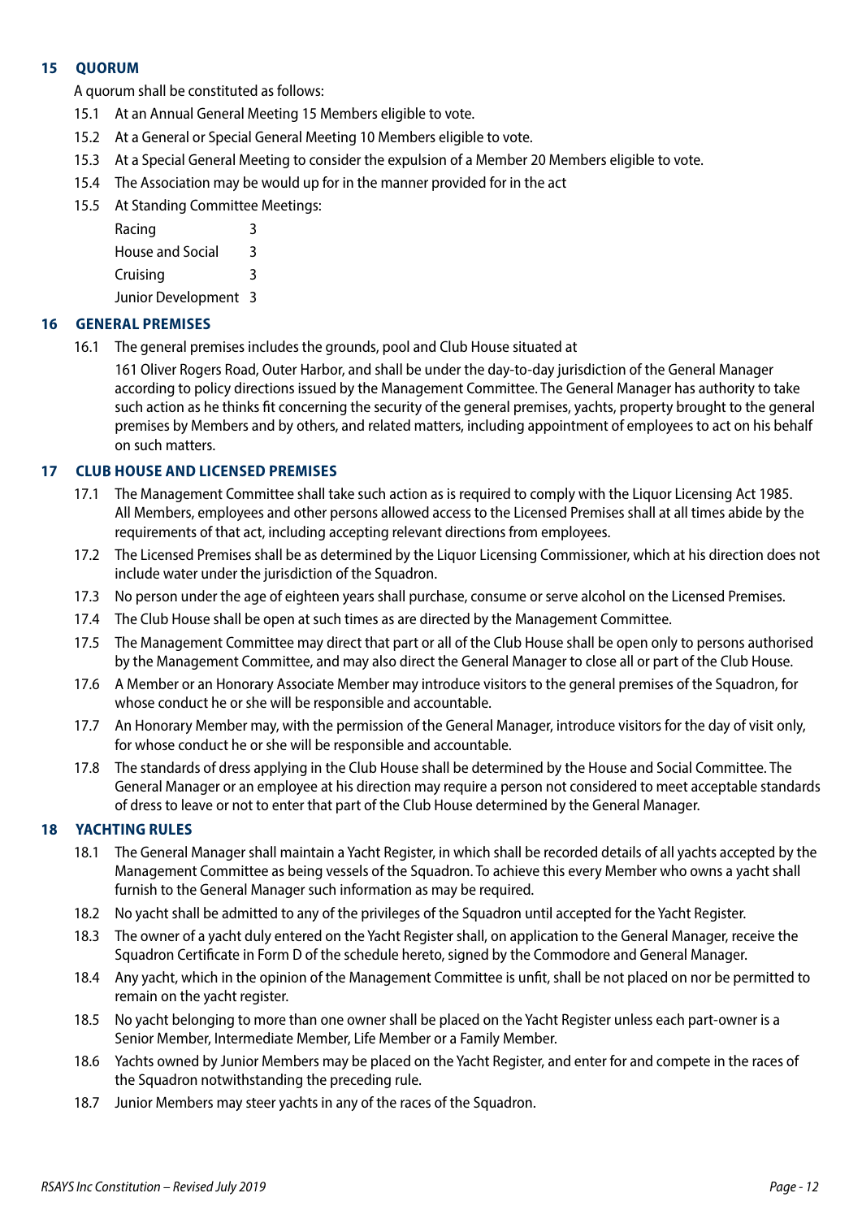## 15 QUORUM

A quorum shall be constituted as follows:

15.1 At an Annual General Meeting 15 Members eligible to vote.

15.2 At a General or Special General Meeting 10 Members eligible to vote.

15.3 At a Special General Meeting to consider the expulsion of a Member 20 Members eligible to vote.

15.4 The Association may be would up for in the manner provided for in the act

15.5 At Standing Committee Meetings:

| | |
|---|---|
| Racing | 3 |
| House and Social | 3 |
| Cruising | 3 |
| Junior Development | 3 |

## 16 GENERAL PREMISES

16.1 The general premises includes the grounds, pool and Club House situated at

161 Oliver Rogers Road, Outer Harbor, and shall be under the day-to-day jurisdiction of the General Manager according to policy directions issued by the Management Committee. The General Manager has authority to take such action as he thinks fit concerning the security of the general premises, yachts, property brought to the general premises by Members and by others, and related matters, including appointment of employees to act on his behalf on such matters.

## 17 CLUB HOUSE AND LICENSED PREMISES

17.1 The Management Committee shall take such action as is required to comply with the Liquor Licensing Act 1985. All Members, employees and other persons allowed access to the Licensed Premises shall at all times abide by the requirements of that act, including accepting relevant directions from employees.

17.2 The Licensed Premises shall be as determined by the Liquor Licensing Commissioner, which at his direction does not include water under the jurisdiction of the Squadron.

17.3 No person under the age of eighteen years shall purchase, consume or serve alcohol on the Licensed Premises.

17.4 The Club House shall be open at such times as are directed by the Management Committee.

17.5 The Management Committee may direct that part or all of the Club House shall be open only to persons authorised by the Management Committee, and may also direct the General Manager to close all or part of the Club House.

17.6 A Member or an Honorary Associate Member may introduce visitors to the general premises of the Squadron, for whose conduct he or she will be responsible and accountable.

17.7 An Honorary Member may, with the permission of the General Manager, introduce visitors for the day of visit only, for whose conduct he or she will be responsible and accountable.

17.8 The standards of dress applying in the Club House shall be determined by the House and Social Committee. The General Manager or an employee at his direction may require a person not considered to meet acceptable standards of dress to leave or not to enter that part of the Club House determined by the General Manager.

## 18 YACHTING RULES

18.1 The General Manager shall maintain a Yacht Register, in which shall be recorded details of all yachts accepted by the Management Committee as being vessels of the Squadron. To achieve this every Member who owns a yacht shall furnish to the General Manager such information as may be required.

18.2 No yacht shall be admitted to any of the privileges of the Squadron until accepted for the Yacht Register.

18.3 The owner of a yacht duly entered on the Yacht Register shall, on application to the General Manager, receive the Squadron Certificate in Form D of the schedule hereto, signed by the Commodore and General Manager.

18.4 Any yacht, which in the opinion of the Management Committee is unfit, shall be not placed on nor be permitted to remain on the yacht register.

18.5 No yacht belonging to more than one owner shall be placed on the Yacht Register unless each part-owner is a Senior Member, Intermediate Member, Life Member or a Family Member.

18.6 Yachts owned by Junior Members may be placed on the Yacht Register, and enter for and compete in the races of the Squadron notwithstanding the preceding rule.

18.7 Junior Members may steer yachts in any of the races of the Squadron.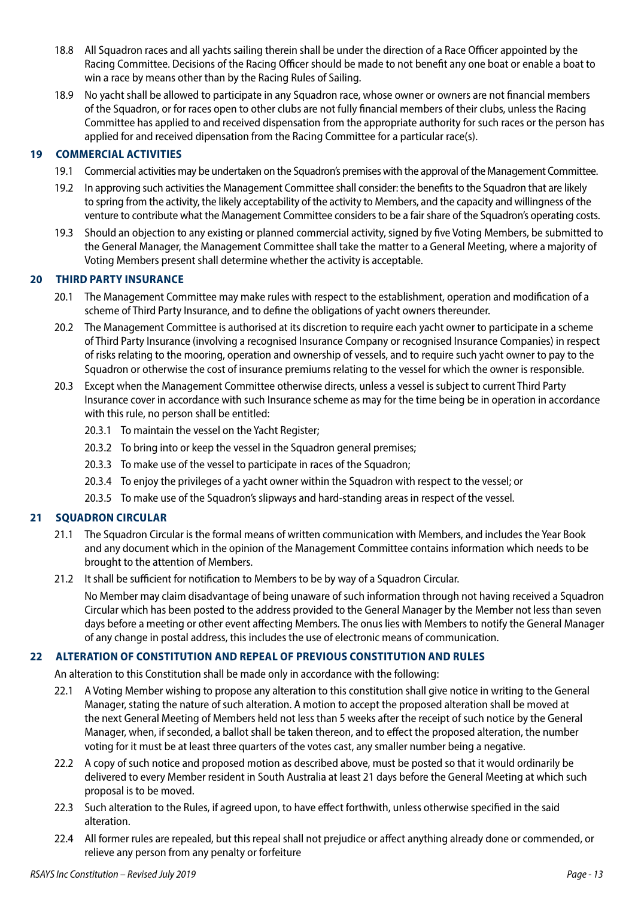18.8 All Squadron races and all yachts sailing therein shall be under the direction of a Race Officer appointed by the Racing Committee. Decisions of the Racing Officer should be made to not benefit any one boat or enable a boat to win a race by means other than by the Racing Rules of Sailing.

18.9 No yacht shall be allowed to participate in any Squadron race, whose owner or owners are not financial members of the Squadron, or for races open to other clubs are not fully financial members of their clubs, unless the Racing Committee has applied to and received dispensation from the appropriate authority for such races or the person has applied for and received dipensation from the Racing Committee for a particular race(s).

## 19 COMMERCIAL ACTIVITIES

19.1 Commercial activities may be undertaken on the Squadron's premises with the approval of the Management Committee.

19.2 In approving such activities the Management Committee shall consider: the benefits to the Squadron that are likely to spring from the activity, the likely acceptability of the activity to Members, and the capacity and willingness of the venture to contribute what the Management Committee considers to be a fair share of the Squadron's operating costs.

19.3 Should an objection to any existing or planned commercial activity, signed by five Voting Members, be submitted to the General Manager, the Management Committee shall take the matter to a General Meeting, where a majority of Voting Members present shall determine whether the activity is acceptable.

## 20 THIRD PARTY INSURANCE

20.1 The Management Committee may make rules with respect to the establishment, operation and modification of a scheme of Third Party Insurance, and to define the obligations of yacht owners thereunder.

20.2 The Management Committee is authorised at its discretion to require each yacht owner to participate in a scheme of Third Party Insurance (involving a recognised Insurance Company or recognised Insurance Companies) in respect of risks relating to the mooring, operation and ownership of vessels, and to require such yacht owner to pay to the Squadron or otherwise the cost of insurance premiums relating to the vessel for which the owner is responsible.

20.3 Except when the Management Committee otherwise directs, unless a vessel is subject to current Third Party Insurance cover in accordance with such Insurance scheme as may for the time being be in operation in accordance with this rule, no person shall be entitled:

- 20.3.1 To maintain the vessel on the Yacht Register;
- 20.3.2 To bring into or keep the vessel in the Squadron general premises;
- 20.3.3 To make use of the vessel to participate in races of the Squadron;
- 20.3.4 To enjoy the privileges of a yacht owner within the Squadron with respect to the vessel; or
- 20.3.5 To make use of the Squadron's slipways and hard-standing areas in respect of the vessel.

## 21 SQUADRON CIRCULAR

21.1 The Squadron Circular is the formal means of written communication with Members, and includes the Year Book and any document which in the opinion of the Management Committee contains information which needs to be brought to the attention of Members.

21.2 It shall be sufficient for notification to Members to be by way of a Squadron Circular.

No Member may claim disadvantage of being unaware of such information through not having received a Squadron Circular which has been posted to the address provided to the General Manager by the Member not less than seven days before a meeting or other event affecting Members. The onus lies with Members to notify the General Manager of any change in postal address, this includes the use of electronic means of communication.

## 22 ALTERATION OF CONSTITUTION AND REPEAL OF PREVIOUS CONSTITUTION AND RULES

An alteration to this Constitution shall be made only in accordance with the following:

22.1 A Voting Member wishing to propose any alteration to this constitution shall give notice in writing to the General Manager, stating the nature of such alteration. A motion to accept the proposed alteration shall be moved at the next General Meeting of Members held not less than 5 weeks after the receipt of such notice by the General Manager, when, if seconded, a ballot shall be taken thereon, and to effect the proposed alteration, the number voting for it must be at least three quarters of the votes cast, any smaller number being a negative.

22.2 A copy of such notice and proposed motion as described above, must be posted so that it would ordinarily be delivered to every Member resident in South Australia at least 21 days before the General Meeting at which such proposal is to be moved.

22.3 Such alteration to the Rules, if agreed upon, to have effect forthwith, unless otherwise specified in the said alteration.

22.4 All former rules are repealed, but this repeal shall not prejudice or affect anything already done or commended, or relieve any person from any penalty or forfeiture